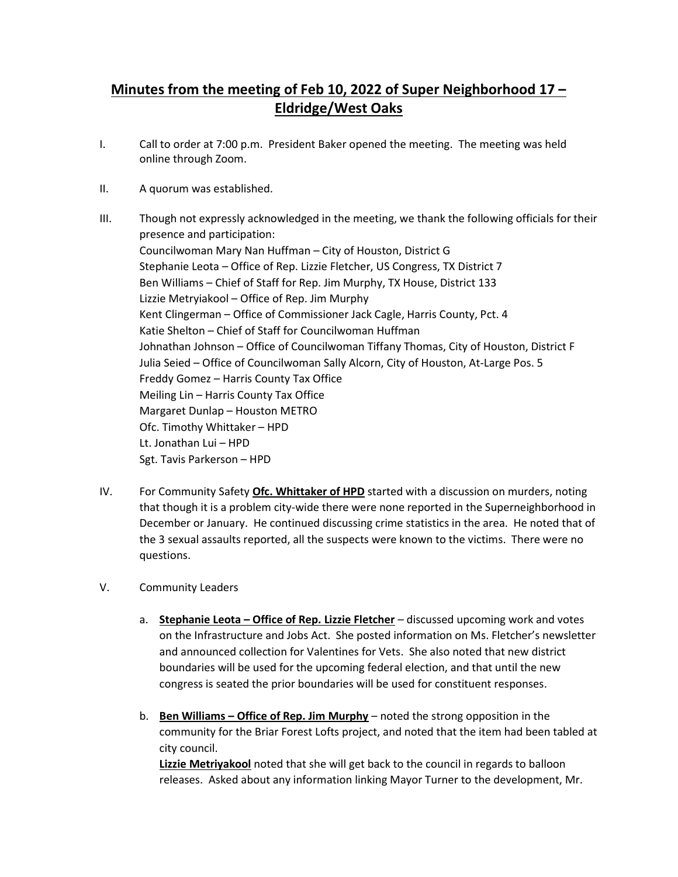# Minutes from the meeting of Feb 10, 2022 of Super Neighborhood 17 – Eldridge/West Oaks

I. Call to order at 7:00 p.m. President Baker opened the meeting. The meeting was held online through Zoom.

II. A quorum was established.

III. Though not expressly acknowledged in the meeting, we thank the following officials for their presence and participation:
Councilwoman Mary Nan Huffman – City of Houston, District G
Stephanie Leota – Office of Rep. Lizzie Fletcher, US Congress, TX District 7
Ben Williams – Chief of Staff for Rep. Jim Murphy, TX House, District 133
Lizzie Metryiakool – Office of Rep. Jim Murphy
Kent Clingerman – Office of Commissioner Jack Cagle, Harris County, Pct. 4
Katie Shelton – Chief of Staff for Councilwoman Huffman
Johnathan Johnson – Office of Councilwoman Tiffany Thomas, City of Houston, District F
Julia Seied – Office of Councilwoman Sally Alcorn, City of Houston, At-Large Pos. 5
Freddy Gomez – Harris County Tax Office
Meiling Lin – Harris County Tax Office
Margaret Dunlap – Houston METRO
Ofc. Timothy Whittaker – HPD
Lt. Jonathan Lui – HPD
Sgt. Tavis Parkerson – HPD

IV. For Community Safety **Ofc. Whittaker of HPD** started with a discussion on murders, noting that though it is a problem city-wide there were none reported in the Superneighborhood in December or January. He continued discussing crime statistics in the area. He noted that of the 3 sexual assaults reported, all the suspects were known to the victims. There were no questions.

V. Community Leaders

a. **Stephanie Leota – Office of Rep. Lizzie Fletcher** – discussed upcoming work and votes on the Infrastructure and Jobs Act. She posted information on Ms. Fletcher's newsletter and announced collection for Valentines for Vets. She also noted that new district boundaries will be used for the upcoming federal election, and that until the new congress is seated the prior boundaries will be used for constituent responses.

b. **Ben Williams – Office of Rep. Jim Murphy** – noted the strong opposition in the community for the Briar Forest Lofts project, and noted that the item had been tabled at city council.
**Lizzie Metriyakool** noted that she will get back to the council in regards to balloon releases. Asked about any information linking Mayor Turner to the development, Mr.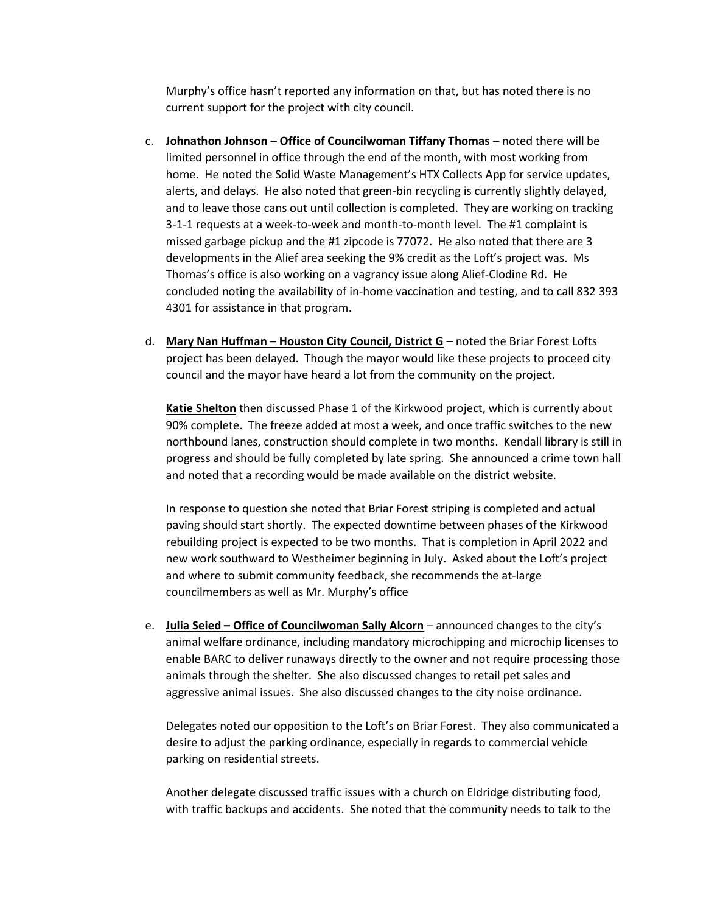Murphy's office hasn't reported any information on that, but has noted there is no current support for the project with city council.

c. **Johnathon Johnson – Office of Councilwoman Tiffany Thomas** – noted there will be limited personnel in office through the end of the month, with most working from home. He noted the Solid Waste Management's HTX Collects App for service updates, alerts, and delays. He also noted that green-bin recycling is currently slightly delayed, and to leave those cans out until collection is completed. They are working on tracking 3-1-1 requests at a week-to-week and month-to-month level. The #1 complaint is missed garbage pickup and the #1 zipcode is 77072. He also noted that there are 3 developments in the Alief area seeking the 9% credit as the Loft's project was. Ms Thomas's office is also working on a vagrancy issue along Alief-Clodine Rd. He concluded noting the availability of in-home vaccination and testing, and to call 832 393 4301 for assistance in that program.

d. **Mary Nan Huffman – Houston City Council, District G** – noted the Briar Forest Lofts project has been delayed. Though the mayor would like these projects to proceed city council and the mayor have heard a lot from the community on the project.

   **Katie Shelton** then discussed Phase 1 of the Kirkwood project, which is currently about 90% complete. The freeze added at most a week, and once traffic switches to the new northbound lanes, construction should complete in two months. Kendall library is still in progress and should be fully completed by late spring. She announced a crime town hall and noted that a recording would be made available on the district website.

   In response to question she noted that Briar Forest striping is completed and actual paving should start shortly. The expected downtime between phases of the Kirkwood rebuilding project is expected to be two months. That is completion in April 2022 and new work southward to Westheimer beginning in July. Asked about the Loft's project and where to submit community feedback, she recommends the at-large councilmembers as well as Mr. Murphy's office

e. **Julia Seied – Office of Councilwoman Sally Alcorn** – announced changes to the city's animal welfare ordinance, including mandatory microchipping and microchip licenses to enable BARC to deliver runaways directly to the owner and not require processing those animals through the shelter. She also discussed changes to retail pet sales and aggressive animal issues. She also discussed changes to the city noise ordinance.

   Delegates noted our opposition to the Loft's on Briar Forest. They also communicated a desire to adjust the parking ordinance, especially in regards to commercial vehicle parking on residential streets.

   Another delegate discussed traffic issues with a church on Eldridge distributing food, with traffic backups and accidents. She noted that the community needs to talk to the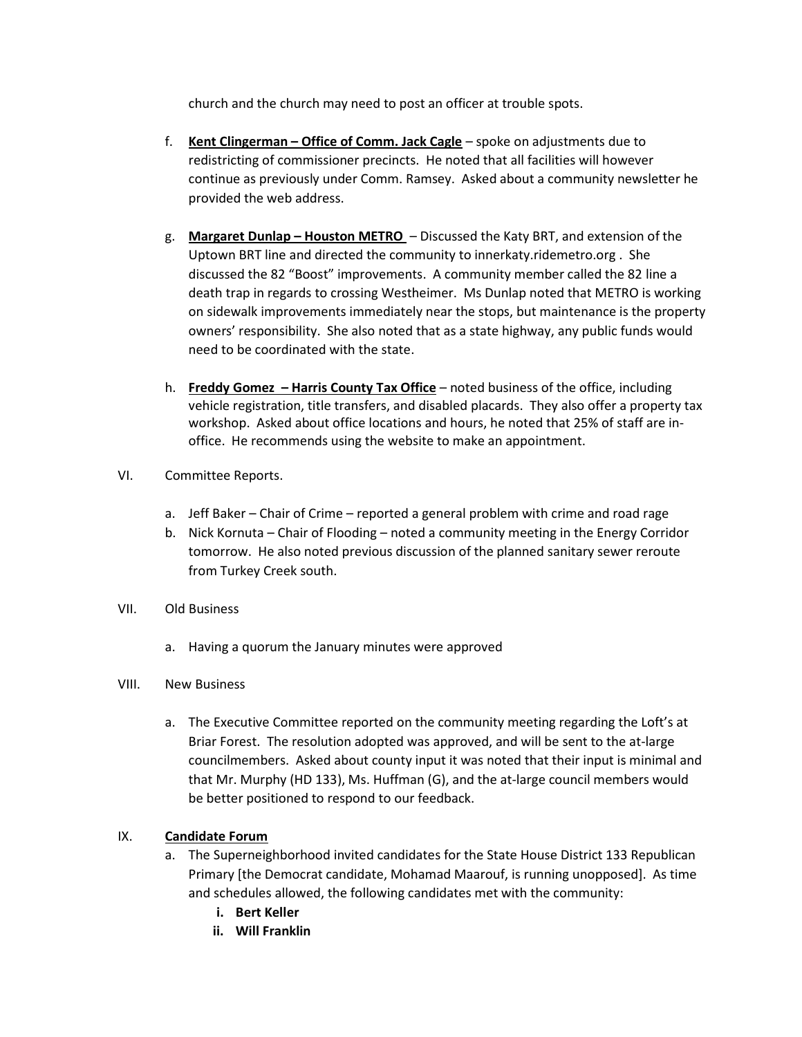church and the church may need to post an officer at trouble spots.

f. **<u>Kent Clingerman – Office of Comm. Jack Cagle</u>** – spoke on adjustments due to redistricting of commissioner precincts. He noted that all facilities will however continue as previously under Comm. Ramsey. Asked about a community newsletter he provided the web address.

g. **<u>Margaret Dunlap – Houston METRO</u>** – Discussed the Katy BRT, and extension of the Uptown BRT line and directed the community to innerkaty.ridemetro.org . She discussed the 82 "Boost" improvements. A community member called the 82 line a death trap in regards to crossing Westheimer. Ms Dunlap noted that METRO is working on sidewalk improvements immediately near the stops, but maintenance is the property owners' responsibility. She also noted that as a state highway, any public funds would need to be coordinated with the state.

h. **<u>Freddy Gomez – Harris County Tax Office</u>** – noted business of the office, including vehicle registration, title transfers, and disabled placards. They also offer a property tax workshop. Asked about office locations and hours, he noted that 25% of staff are in-office. He recommends using the website to make an appointment.

VI. Committee Reports.

a. Jeff Baker – Chair of Crime – reported a general problem with crime and road rage
b. Nick Kornuta – Chair of Flooding – noted a community meeting in the Energy Corridor tomorrow. He also noted previous discussion of the planned sanitary sewer reroute from Turkey Creek south.

VII. Old Business

a. Having a quorum the January minutes were approved

VIII. New Business

a. The Executive Committee reported on the community meeting regarding the Loft's at Briar Forest. The resolution adopted was approved, and will be sent to the at-large councilmembers. Asked about county input it was noted that their input is minimal and that Mr. Murphy (HD 133), Ms. Huffman (G), and the at-large council members would be better positioned to respond to our feedback.

IX. **<u>Candidate Forum</u>**

a. The Superneighborhood invited candidates for the State House District 133 Republican Primary [the Democrat candidate, Mohamad Maarouf, is running unopposed]. As time and schedules allowed, the following candidates met with the community:
   i. **Bert Keller**
   ii. **Will Franklin**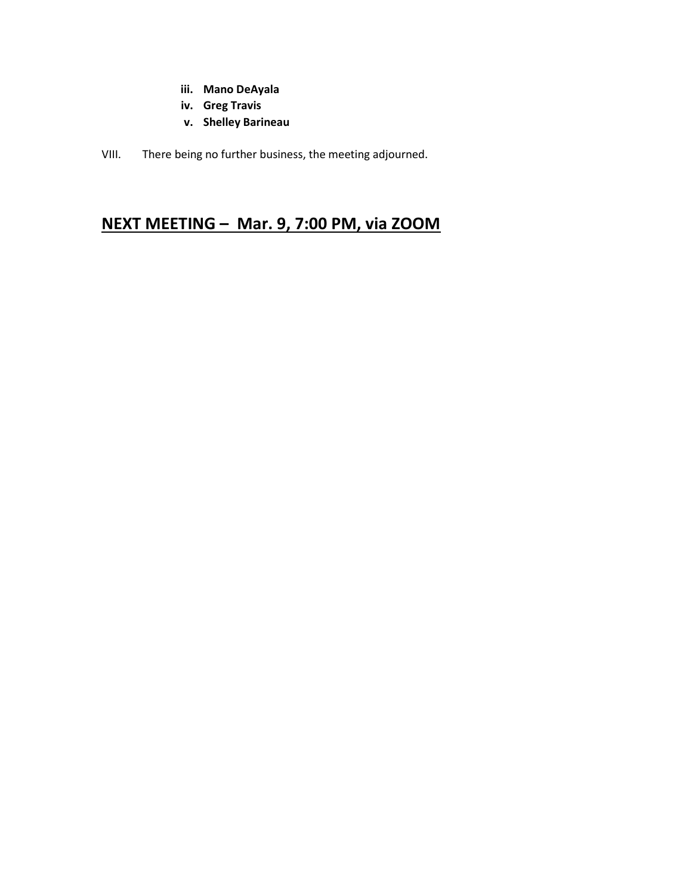iii. **Mano DeAyala**
iv. **Greg Travis**
v. **Shelley Barineau**

VIII. There being no further business, the meeting adjourned.

## **<u>NEXT MEETING – Mar. 9, 7:00 PM, via ZOOM</u>**